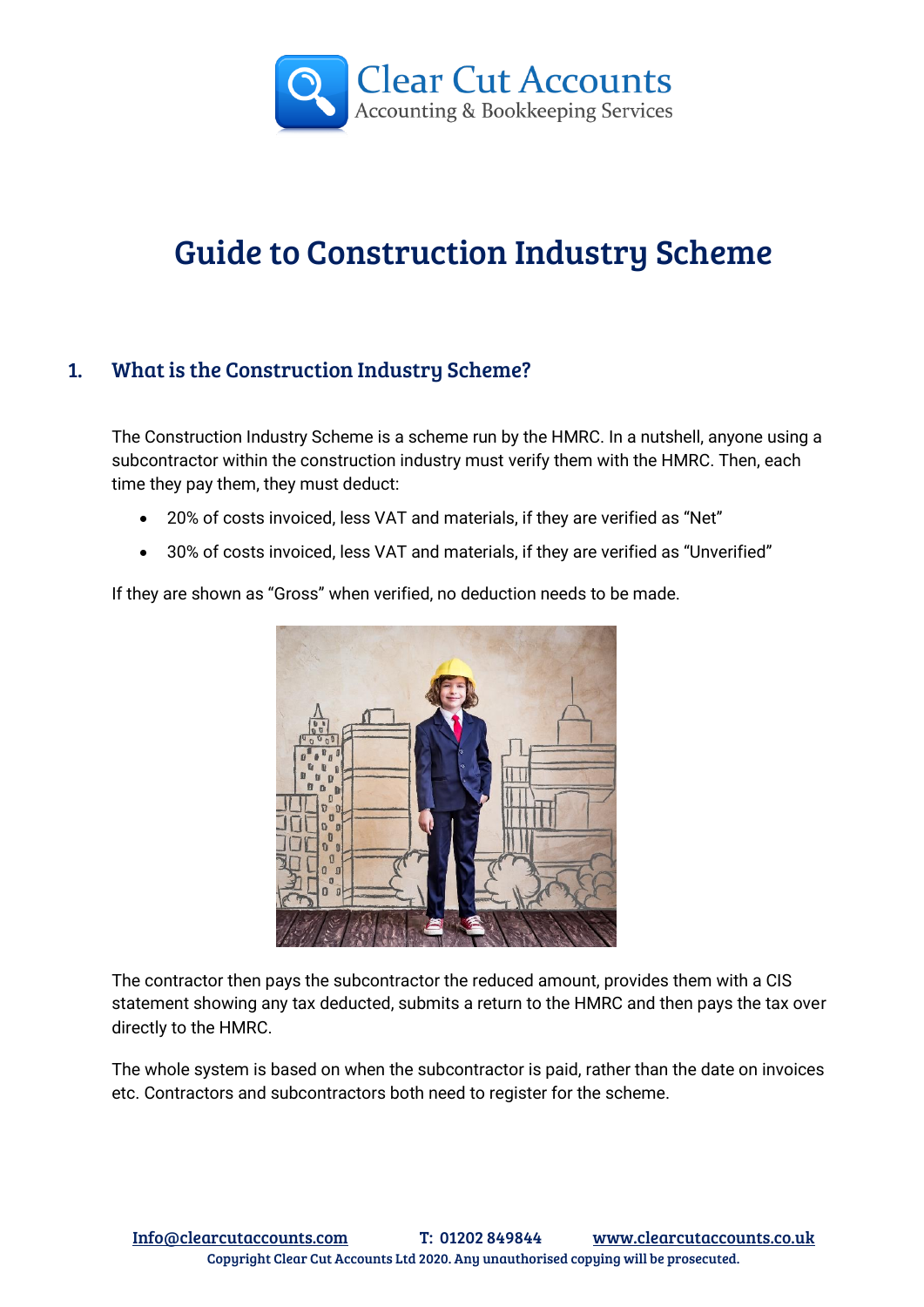# Guide to Construction Industry Scheme

## 1. What is the Construction Industry Scheme?

The Construction Industry Scheme is a scheme run by the HMRC. In a nutshell, anyone using a subcontractor within the construction industry must verify them with the HMRC. Then, each time they pay them, they must deduct:

- 20% of costs invoiced, less VAT and materials, if they are verified as "Net"
- 30% of costs invoiced, less VAT and materials, if they are verified as "Unverified"

If they are shown as "Gross" when verified, no deduction needs to be made.

The contractor then pays the subcontractor the reduced amount, provides them with a CIS statement showing any tax deducted, submits a return to the HMRC and then pays the tax over directly to the HMRC.

The whole system is based on when the subcontractor is paid, rather than the date on invoices etc. Contractors and subcontractors both need to register for the scheme.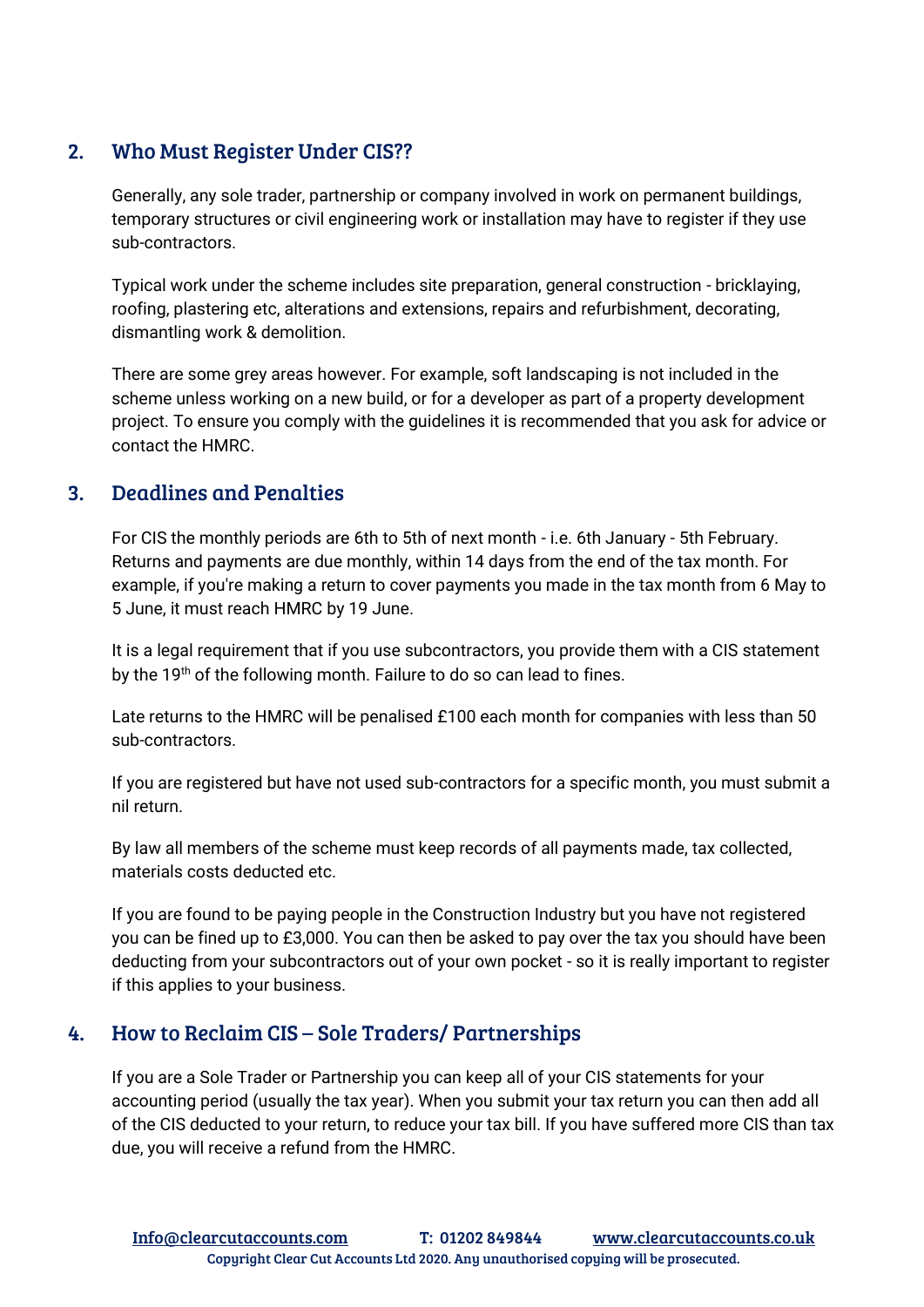## 2. Who Must Register Under CIS??

Generally, any sole trader, partnership or company involved in work on permanent buildings, temporary structures or civil engineering work or installation may have to register if they use sub-contractors.

Typical work under the scheme includes site preparation, general construction - bricklaying, roofing, plastering etc, alterations and extensions, repairs and refurbishment, decorating, dismantling work & demolition.

There are some grey areas however. For example, soft landscaping is not included in the scheme unless working on a new build, or for a developer as part of a property development project. To ensure you comply with the guidelines it is recommended that you ask for advice or contact the HMRC.

## 3. Deadlines and Penalties

For CIS the monthly periods are 6th to 5th of next month - i.e. 6th January - 5th February. Returns and payments are due monthly, within 14 days from the end of the tax month. For example, if you're making a return to cover payments you made in the tax month from 6 May to 5 June, it must reach HMRC by 19 June.

It is a legal requirement that if you use subcontractors, you provide them with a CIS statement by the 19th of the following month. Failure to do so can lead to fines.

Late returns to the HMRC will be penalised £100 each month for companies with less than 50 sub-contractors.

If you are registered but have not used sub-contractors for a specific month, you must submit a nil return.

By law all members of the scheme must keep records of all payments made, tax collected, materials costs deducted etc.

If you are found to be paying people in the Construction Industry but you have not registered you can be fined up to £3,000. You can then be asked to pay over the tax you should have been deducting from your subcontractors out of your own pocket - so it is really important to register if this applies to your business.

## 4. How to Reclaim CIS – Sole Traders/ Partnerships

If you are a Sole Trader or Partnership you can keep all of your CIS statements for your accounting period (usually the tax year). When you submit your tax return you can then add all of the CIS deducted to your return, to reduce your tax bill. If you have suffered more CIS than tax due, you will receive a refund from the HMRC.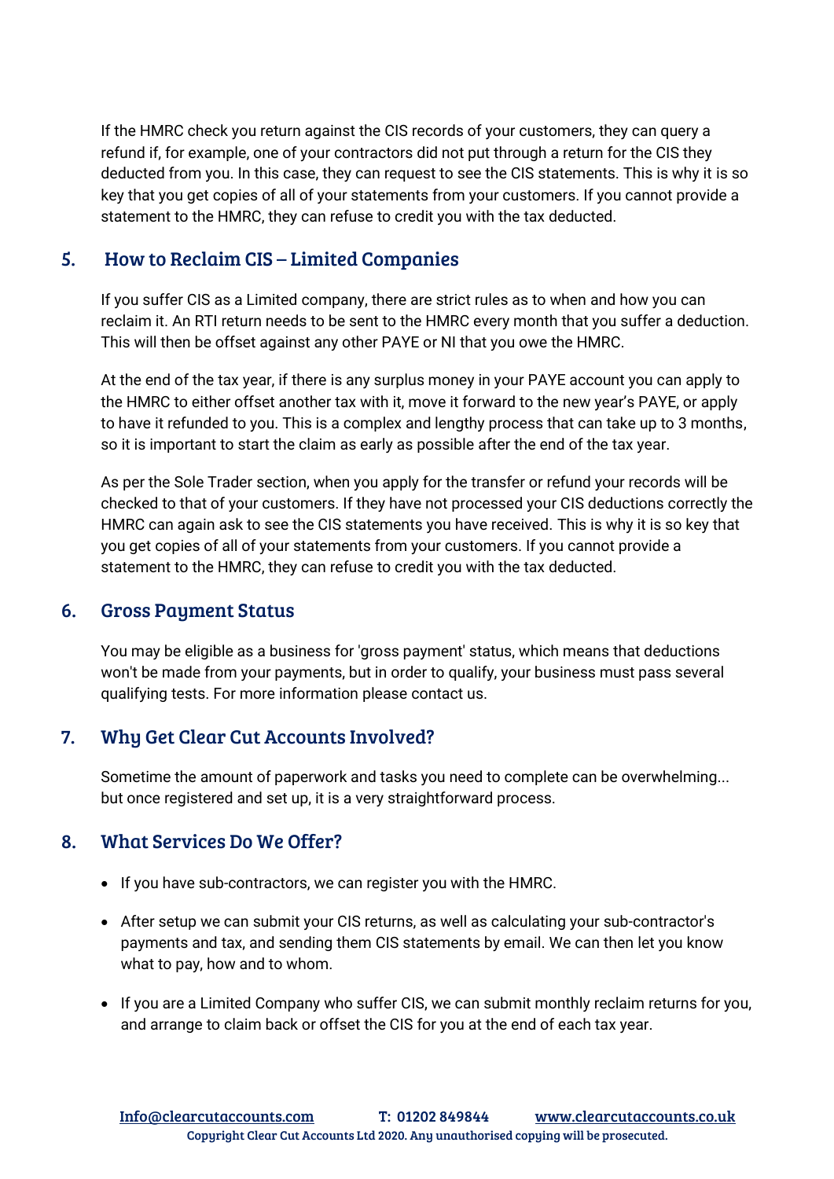If the HMRC check you return against the CIS records of your customers, they can query a refund if, for example, one of your contractors did not put through a return for the CIS they deducted from you. In this case, they can request to see the CIS statements. This is why it is so key that you get copies of all of your statements from your customers. If you cannot provide a statement to the HMRC, they can refuse to credit you with the tax deducted.

## 5. How to Reclaim CIS – Limited Companies

If you suffer CIS as a Limited company, there are strict rules as to when and how you can reclaim it. An RTI return needs to be sent to the HMRC every month that you suffer a deduction. This will then be offset against any other PAYE or NI that you owe the HMRC.

At the end of the tax year, if there is any surplus money in your PAYE account you can apply to the HMRC to either offset another tax with it, move it forward to the new year's PAYE, or apply to have it refunded to you. This is a complex and lengthy process that can take up to 3 months, so it is important to start the claim as early as possible after the end of the tax year.

As per the Sole Trader section, when you apply for the transfer or refund your records will be checked to that of your customers. If they have not processed your CIS deductions correctly the HMRC can again ask to see the CIS statements you have received. This is why it is so key that you get copies of all of your statements from your customers. If you cannot provide a statement to the HMRC, they can refuse to credit you with the tax deducted.

## 6. Gross Payment Status

You may be eligible as a business for 'gross payment' status, which means that deductions won't be made from your payments, but in order to qualify, your business must pass several qualifying tests. For more information please contact us.

## 7. Why Get Clear Cut Accounts Involved?

Sometime the amount of paperwork and tasks you need to complete can be overwhelming... but once registered and set up, it is a very straightforward process.

## 8. What Services Do We Offer?

- If you have sub-contractors, we can register you with the HMRC.
- After setup we can submit your CIS returns, as well as calculating your sub-contractor's payments and tax, and sending them CIS statements by email. We can then let you know what to pay, how and to whom.
- If you are a Limited Company who suffer CIS, we can submit monthly reclaim returns for you, and arrange to claim back or offset the CIS for you at the end of each tax year.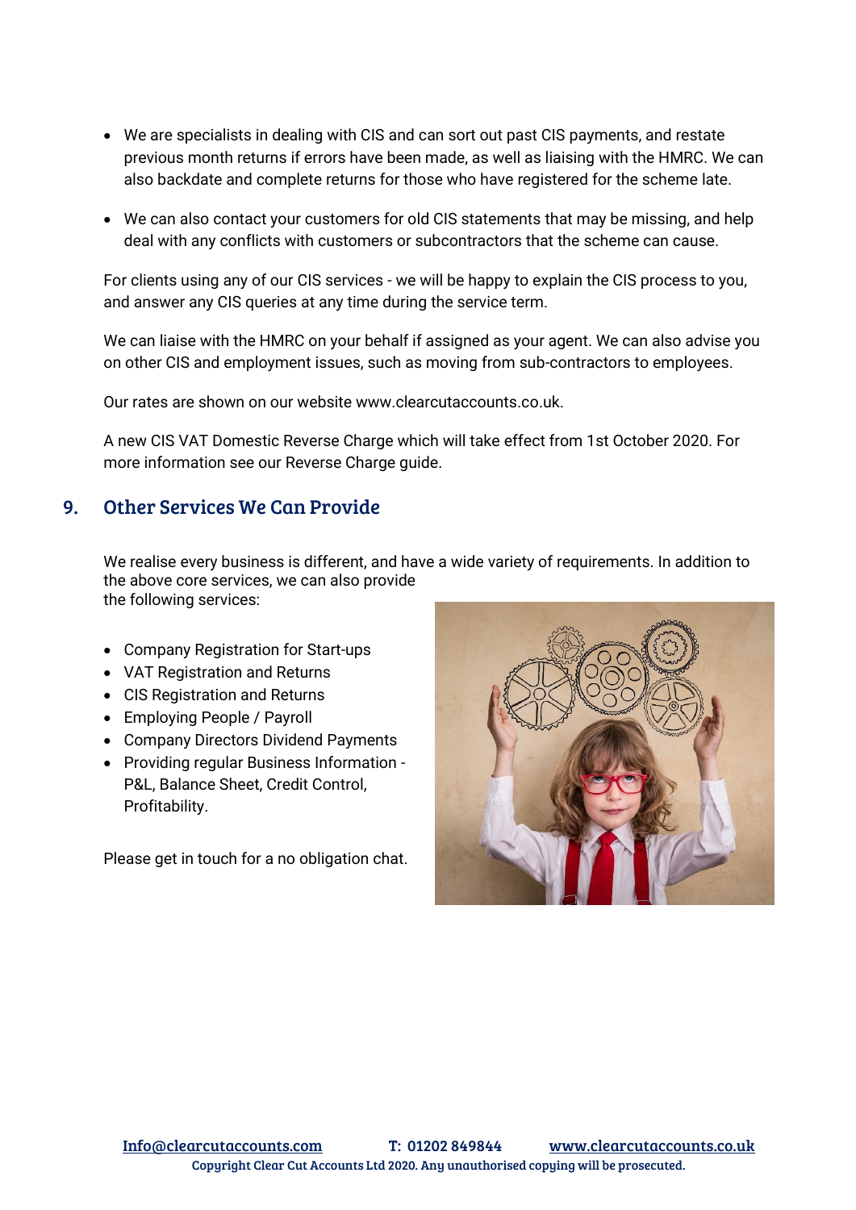- We are specialists in dealing with CIS and can sort out past CIS payments, and restate previous month returns if errors have been made, as well as liaising with the HMRC. We can also backdate and complete returns for those who have registered for the scheme late.
- We can also contact your customers for old CIS statements that may be missing, and help deal with any conflicts with customers or subcontractors that the scheme can cause.

For clients using any of our CIS services - we will be happy to explain the CIS process to you, and answer any CIS queries at any time during the service term.

We can liaise with the HMRC on your behalf if assigned as your agent. We can also advise you on other CIS and employment issues, such as moving from sub-contractors to employees.

Our rates are shown on our website www.clearcutaccounts.co.uk.

A new CIS VAT Domestic Reverse Charge which will take effect from 1st October 2020. For more information see our Reverse Charge guide.

## 9. Other Services We Can Provide

We realise every business is different, and have a wide variety of requirements. In addition to the above core services, we can also provide the following services:

- Company Registration for Start-ups
- VAT Registration and Returns
- CIS Registration and Returns
- Employing People / Payroll
- Company Directors Dividend Payments
- Providing regular Business Information - P&L, Balance Sheet, Credit Control, Profitability.

Please get in touch for a no obligation chat.

Info@clearcutaccounts.com T: 01202 849844 www.clearcutaccounts.co.uk

Copyright Clear Cut Accounts Ltd 2020. Any unauthorised copying will be prosecuted.